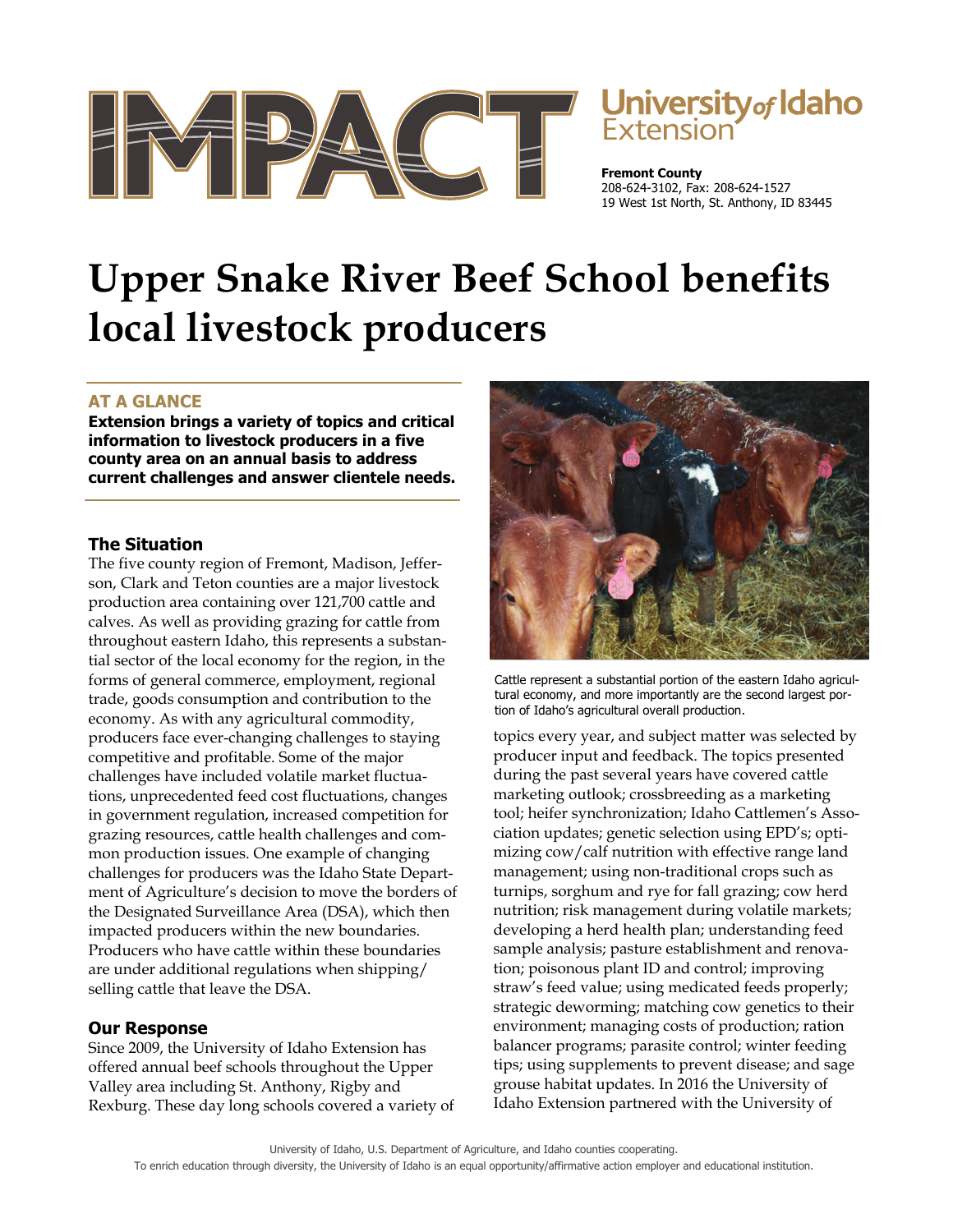# IMPACT

University *of* Idaho Extension

**Fremont County**
208-624-3102, Fax: 208-624-1527
19 West 1st North, St. Anthony, ID 83445

# Upper Snake River Beef School benefits local livestock producers

## AT A GLANCE

**Extension brings a variety of topics and critical information to livestock producers in a five county area on an annual basis to address current challenges and answer clientele needs.**

## The Situation

The five county region of Fremont, Madison, Jefferson, Clark and Teton counties are a major livestock production area containing over 121,700 cattle and calves. As well as providing grazing for cattle from throughout eastern Idaho, this represents a substantial sector of the local economy for the region, in the forms of general commerce, employment, regional trade, goods consumption and contribution to the economy. As with any agricultural commodity, producers face ever-changing challenges to staying competitive and profitable. Some of the major challenges have included volatile market fluctuations, unprecedented feed cost fluctuations, changes in government regulation, increased competition for grazing resources, cattle health challenges and common production issues. One example of changing challenges for producers was the Idaho State Department of Agriculture's decision to move the borders of the Designated Surveillance Area (DSA), which then impacted producers within the new boundaries. Producers who have cattle within these boundaries are under additional regulations when shipping/ selling cattle that leave the DSA.

## Our Response

Since 2009, the University of Idaho Extension has offered annual beef schools throughout the Upper Valley area including St. Anthony, Rigby and Rexburg. These day long schools covered a variety of topics every year, and subject matter was selected by producer input and feedback. The topics presented during the past several years have covered cattle marketing outlook; crossbreeding as a marketing tool; heifer synchronization; Idaho Cattlemen's Association updates; genetic selection using EPD's; optimizing cow/calf nutrition with effective range land management; using non-traditional crops such as turnips, sorghum and rye for fall grazing; cow herd nutrition; risk management during volatile markets; developing a herd health plan; understanding feed sample analysis; pasture establishment and renovation; poisonous plant ID and control; improving straw's feed value; using medicated feeds properly; strategic deworming; matching cow genetics to their environment; managing costs of production; ration balancer programs; parasite control; winter feeding tips; using supplements to prevent disease; and sage grouse habitat updates. In 2016 the University of Idaho Extension partnered with the University of

Cattle represent a substantial portion of the eastern Idaho agricultural economy, and more importantly are the second largest portion of Idaho's agricultural overall production.

University of Idaho, U.S. Department of Agriculture, and Idaho counties cooperating.
To enrich education through diversity, the University of Idaho is an equal opportunity/affirmative action employer and educational institution.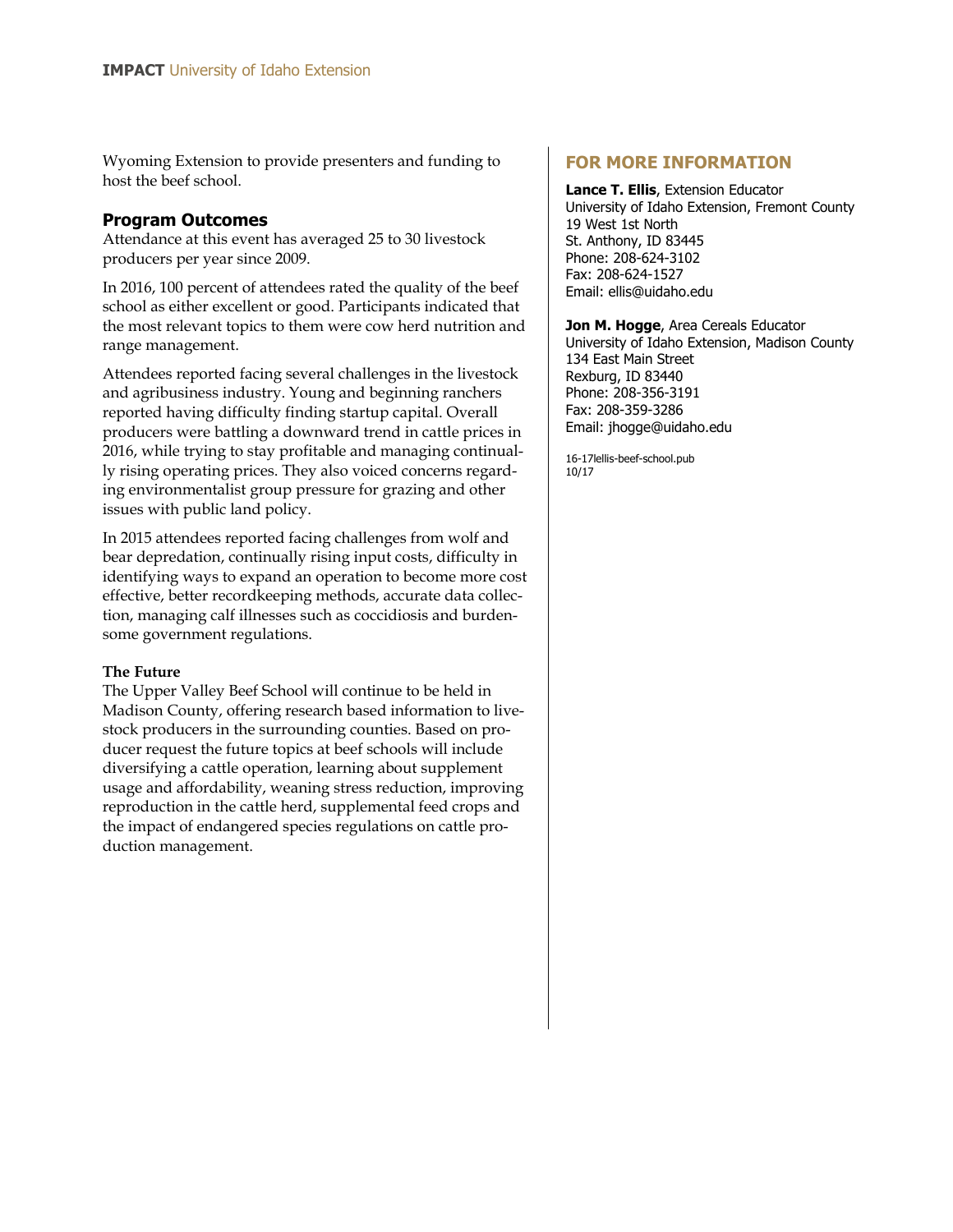Wyoming Extension to provide presenters and funding to host the beef school.

## Program Outcomes

Attendance at this event has averaged 25 to 30 livestock producers per year since 2009.

In 2016, 100 percent of attendees rated the quality of the beef school as either excellent or good. Participants indicated that the most relevant topics to them were cow herd nutrition and range management.

Attendees reported facing several challenges in the livestock and agribusiness industry. Young and beginning ranchers reported having difficulty finding startup capital. Overall producers were battling a downward trend in cattle prices in 2016, while trying to stay profitable and managing continually rising operating prices. They also voiced concerns regarding environmentalist group pressure for grazing and other issues with public land policy.

In 2015 attendees reported facing challenges from wolf and bear depredation, continually rising input costs, difficulty in identifying ways to expand an operation to become more cost effective, better recordkeeping methods, accurate data collection, managing calf illnesses such as coccidiosis and burdensome government regulations.

### The Future

The Upper Valley Beef School will continue to be held in Madison County, offering research based information to livestock producers in the surrounding counties. Based on producer request the future topics at beef schools will include diversifying a cattle operation, learning about supplement usage and affordability, weaning stress reduction, improving reproduction in the cattle herd, supplemental feed crops and the impact of endangered species regulations on cattle production management.

## FOR MORE INFORMATION

**Lance T. Ellis**, Extension Educator
University of Idaho Extension, Fremont County
19 West 1st North
St. Anthony, ID 83445
Phone: 208-624-3102
Fax: 208-624-1527
Email: ellis@uidaho.edu

**Jon M. Hogge**, Area Cereals Educator
University of Idaho Extension, Madison County
134 East Main Street
Rexburg, ID 83440
Phone: 208-356-3191
Fax: 208-359-3286
Email: jhogge@uidaho.edu

16-17lellis-beef-school.pub
10/17